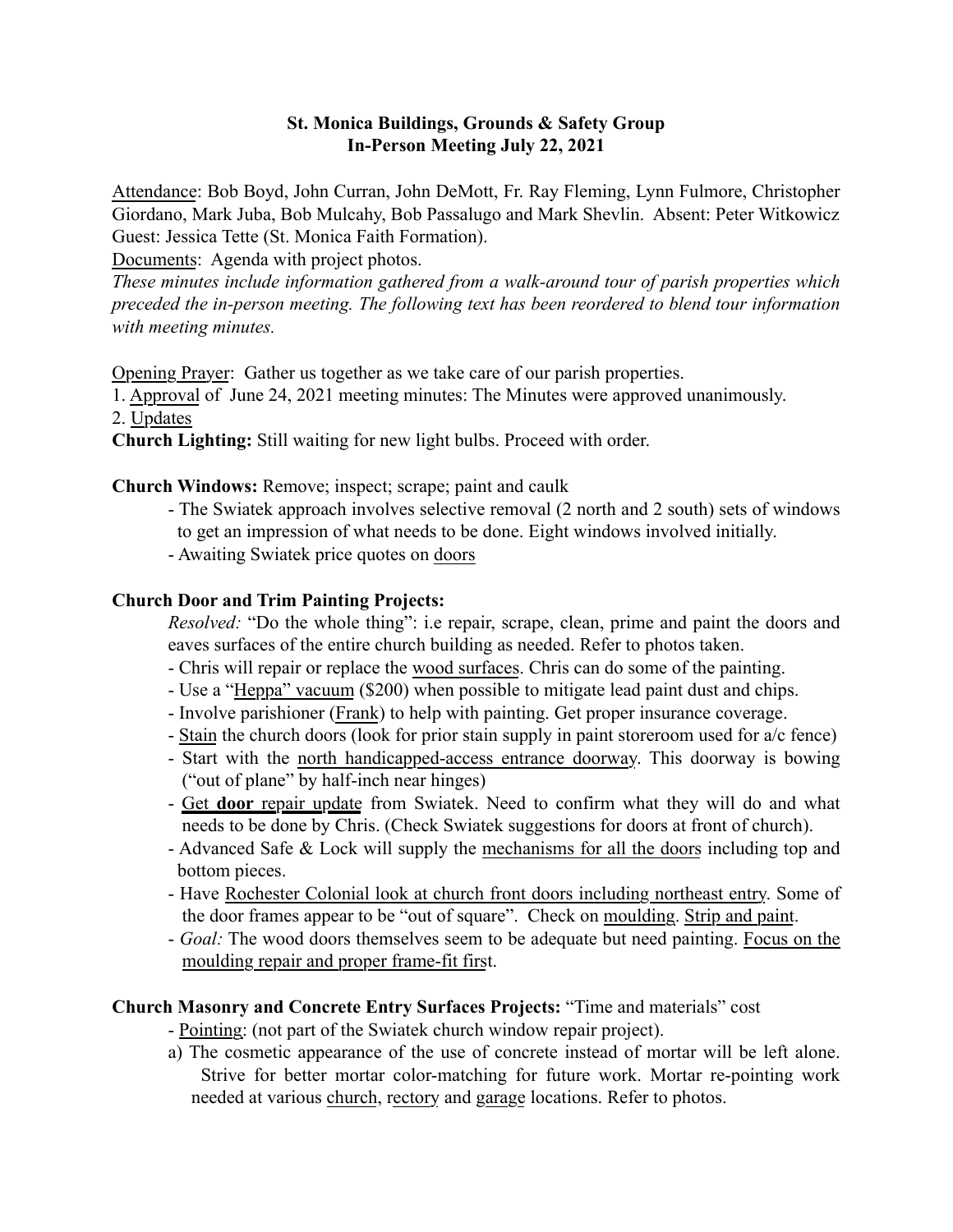**St. Monica Buildings, Grounds & Safety Group**
**In-Person Meeting July 22, 2021**

Attendance: Bob Boyd, John Curran, John DeMott, Fr. Ray Fleming, Lynn Fulmore, Christopher Giordano, Mark Juba, Bob Mulcahy, Bob Passalugo and Mark Shevlin. Absent: Peter Witkowicz Guest: Jessica Tette (St. Monica Faith Formation).

Documents: Agenda with project photos.

*These minutes include information gathered from a walk-around tour of parish properties which preceded the in-person meeting. The following text has been reordered to blend tour information with meeting minutes.*

Opening Prayer: Gather us together as we take care of our parish properties.

1. Approval of June 24, 2021 meeting minutes: The Minutes were approved unanimously.
2. Updates

**Church Lighting:** Still waiting for new light bulbs. Proceed with order.

**Church Windows:** Remove; inspect; scrape; paint and caulk

- The Swiatek approach involves selective removal (2 north and 2 south) sets of windows to get an impression of what needs to be done. Eight windows involved initially.
- Awaiting Swiatek price quotes on doors

**Church Door and Trim Painting Projects:**

*Resolved:* "Do the whole thing": i.e repair, scrape, clean, prime and paint the doors and eaves surfaces of the entire church building as needed. Refer to photos taken.

- Chris will repair or replace the wood surfaces. Chris can do some of the painting.
- Use a "Heppa" vacuum ($200) when possible to mitigate lead paint dust and chips.
- Involve parishioner (Frank) to help with painting. Get proper insurance coverage.
- Stain the church doors (look for prior stain supply in paint storeroom used for a/c fence)
- Start with the north handicapped-access entrance doorway. This doorway is bowing ("out of plane" by half-inch near hinges)
- Get **door** repair update from Swiatek. Need to confirm what they will do and what needs to be done by Chris. (Check Swiatek suggestions for doors at front of church).
- Advanced Safe & Lock will supply the mechanisms for all the doors including top and bottom pieces.
- Have Rochester Colonial look at church front doors including northeast entry. Some of the door frames appear to be "out of square". Check on moulding. Strip and paint.
- *Goal:* The wood doors themselves seem to be adequate but need painting. Focus on the moulding repair and proper frame-fit first.

**Church Masonry and Concrete Entry Surfaces Projects:** "Time and materials" cost

- Pointing: (not part of the Swiatek church window repair project).

a) The cosmetic appearance of the use of concrete instead of mortar will be left alone. Strive for better mortar color-matching for future work. Mortar re-pointing work needed at various church, rectory and garage locations. Refer to photos.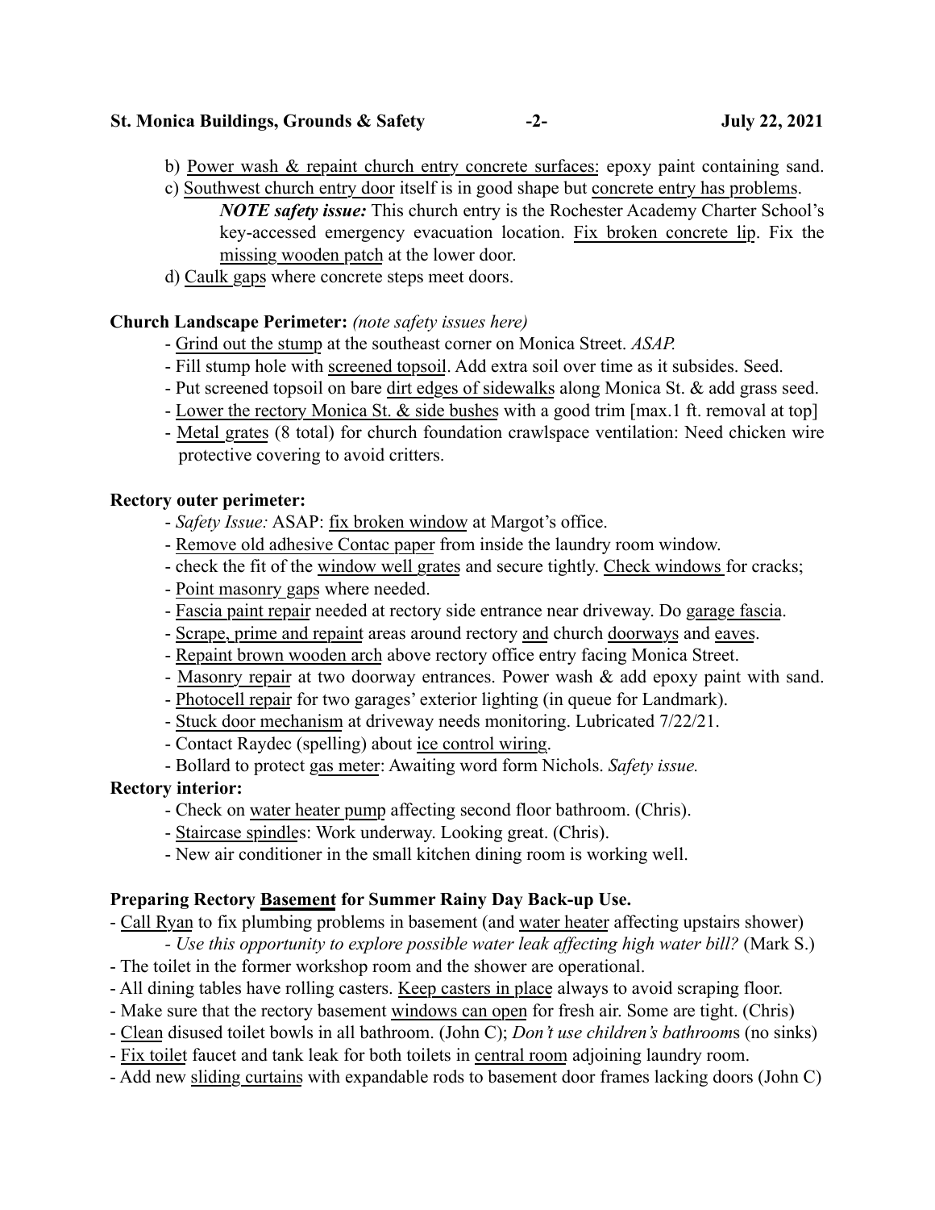b) <u>Power wash & repaint church entry concrete surfaces:</u> epoxy paint containing sand.

c) <u>Southwest church entry door</u> itself is in good shape but <u>concrete entry has problems</u>.
  ***NOTE safety issue:*** This church entry is the Rochester Academy Charter School's key-accessed emergency evacuation location. <u>Fix broken concrete lip</u>. Fix the <u>missing wooden patch</u> at the lower door.

d) <u>Caulk gaps</u> where concrete steps meet doors.

**Church Landscape Perimeter:** *(note safety issues here)*

- <u>Grind out the stump</u> at the southeast corner on Monica Street. *ASAP.*
- Fill stump hole with <u>screened topsoil</u>. Add extra soil over time as it subsides. Seed.
- Put screened topsoil on bare <u>dirt edges of sidewalks</u> along Monica St. & add grass seed.
- <u>Lower the rectory Monica St. & side bushes</u> with a good trim [max.1 ft. removal at top]
- <u>Metal grates</u> (8 total) for church foundation crawlspace ventilation: Need chicken wire protective covering to avoid critters.

**Rectory outer perimeter:**

- *Safety Issue:* ASAP: <u>fix broken window</u> at Margot's office.
- <u>Remove old adhesive Contac paper</u> from inside the laundry room window.
- check the fit of the <u>window well grates</u> and secure tightly. <u>Check windows</u> for cracks;
- <u>Point masonry gaps</u> where needed.
- <u>Fascia paint repair</u> needed at rectory side entrance near driveway. Do <u>garage fascia</u>.
- <u>Scrape, prime and repaint</u> areas around rectory <u>and</u> church <u>doorways</u> and <u>eaves</u>.
- <u>Repaint brown wooden arch</u> above rectory office entry facing Monica Street.
- <u>Masonry repair</u> at two doorway entrances. Power wash & add epoxy paint with sand.
- <u>Photocell repair</u> for two garages' exterior lighting (in queue for Landmark).
- <u>Stuck door mechanism</u> at driveway needs monitoring. Lubricated 7/22/21.
- Contact Raydec (spelling) about <u>ice control wiring</u>.
- Bollard to protect <u>gas meter</u>: Awaiting word form Nichols. *Safety issue.*

**Rectory interior:**

- Check on <u>water heater pump</u> affecting second floor bathroom. (Chris).
- <u>Staircase spindles</u>: Work underway. Looking great. (Chris).
- New air conditioner in the small kitchen dining room is working well.

**Preparing Rectory <u>Basement</u> for Summer Rainy Day Back-up Use.**

- <u>Call Ryan</u> to fix plumbing problems in basement (and <u>water heater</u> affecting upstairs shower)
  - *Use this opportunity to explore possible water leak affecting high water bill?* (Mark S.)
- The toilet in the former workshop room and the shower are operational.
- All dining tables have rolling casters. <u>Keep casters in place</u> always to avoid scraping floor.
- Make sure that the rectory basement <u>windows can open</u> for fresh air. Some are tight. (Chris)
- <u>Clean</u> disused toilet bowls in all bathroom. (John C); *Don't use children's bathrooms* (no sinks)
- <u>Fix toilet</u> faucet and tank leak for both toilets in <u>central room</u> adjoining laundry room.
- Add new <u>sliding curtains</u> with expandable rods to basement door frames lacking doors (John C)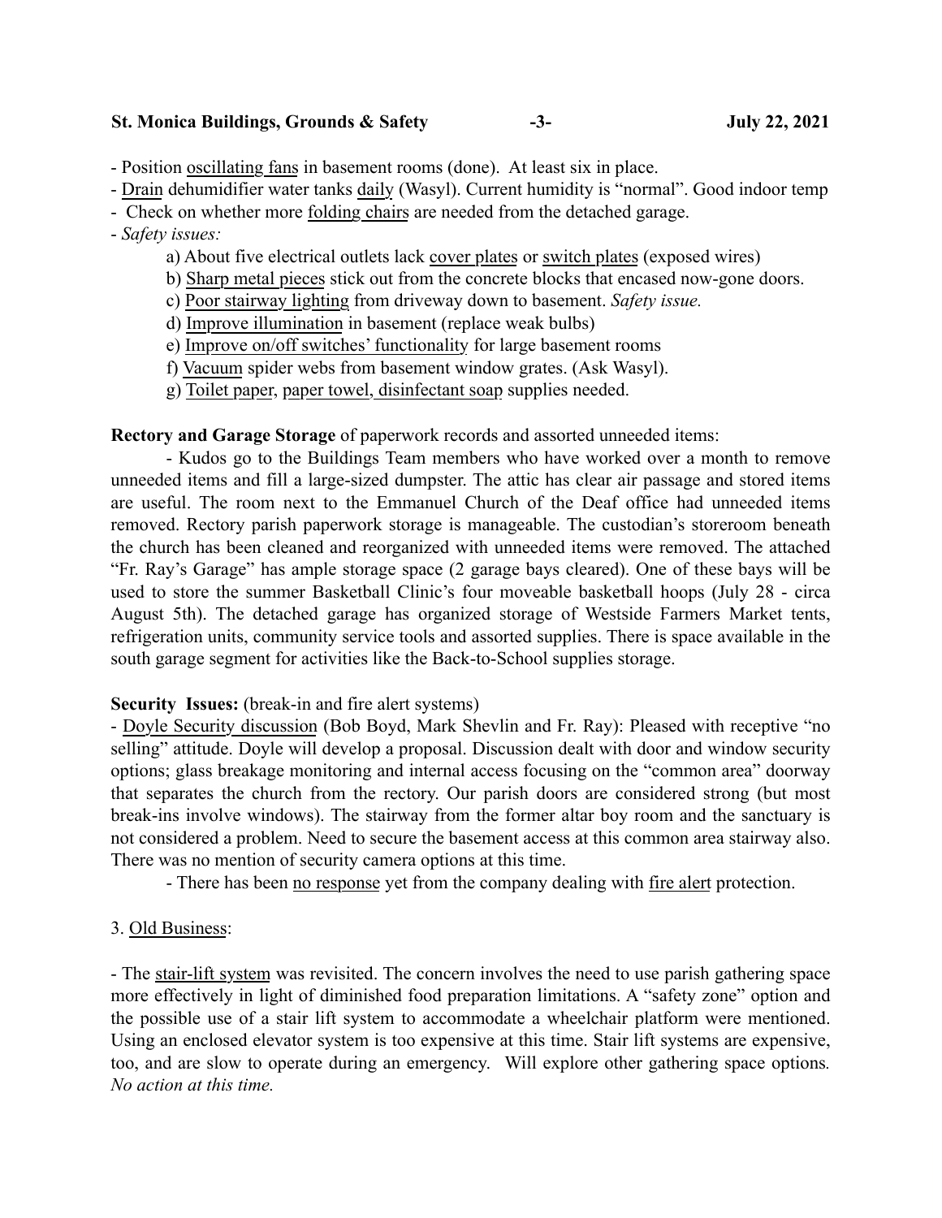- Position oscillating fans in basement rooms (done). At least six in place.
- Drain dehumidifier water tanks daily (Wasyl). Current humidity is "normal". Good indoor temp
- Check on whether more folding chairs are needed from the detached garage.
- *Safety issues:*
  - a) About five electrical outlets lack cover plates or switch plates (exposed wires)
  - b) Sharp metal pieces stick out from the concrete blocks that encased now-gone doors.
  - c) Poor stairway lighting from driveway down to basement. *Safety issue.*
  - d) Improve illumination in basement (replace weak bulbs)
  - e) Improve on/off switches' functionality for large basement rooms
  - f) Vacuum spider webs from basement window grates. (Ask Wasyl).
  - g) Toilet paper, paper towel, disinfectant soap supplies needed.

**Rectory and Garage Storage** of paperwork records and assorted unneeded items:

- Kudos go to the Buildings Team members who have worked over a month to remove unneeded items and fill a large-sized dumpster. The attic has clear air passage and stored items are useful. The room next to the Emmanuel Church of the Deaf office had unneeded items removed. Rectory parish paperwork storage is manageable. The custodian's storeroom beneath the church has been cleaned and reorganized with unneeded items were removed. The attached "Fr. Ray's Garage" has ample storage space (2 garage bays cleared). One of these bays will be used to store the summer Basketball Clinic's four moveable basketball hoops (July 28 - circa August 5th). The detached garage has organized storage of Westside Farmers Market tents, refrigeration units, community service tools and assorted supplies. There is space available in the south garage segment for activities like the Back-to-School supplies storage.

**Security Issues:** (break-in and fire alert systems)

- Doyle Security discussion (Bob Boyd, Mark Shevlin and Fr. Ray): Pleased with receptive "no selling" attitude. Doyle will develop a proposal. Discussion dealt with door and window security options; glass breakage monitoring and internal access focusing on the "common area" doorway that separates the church from the rectory. Our parish doors are considered strong (but most break-ins involve windows). The stairway from the former altar boy room and the sanctuary is not considered a problem. Need to secure the basement access at this common area stairway also. There was no mention of security camera options at this time.
- There has been no response yet from the company dealing with fire alert protection.

3. Old Business:

- The stair-lift system was revisited. The concern involves the need to use parish gathering space more effectively in light of diminished food preparation limitations. A "safety zone" option and the possible use of a stair lift system to accommodate a wheelchair platform were mentioned. Using an enclosed elevator system is too expensive at this time. Stair lift systems are expensive, too, and are slow to operate during an emergency. Will explore other gathering space options. *No action at this time.*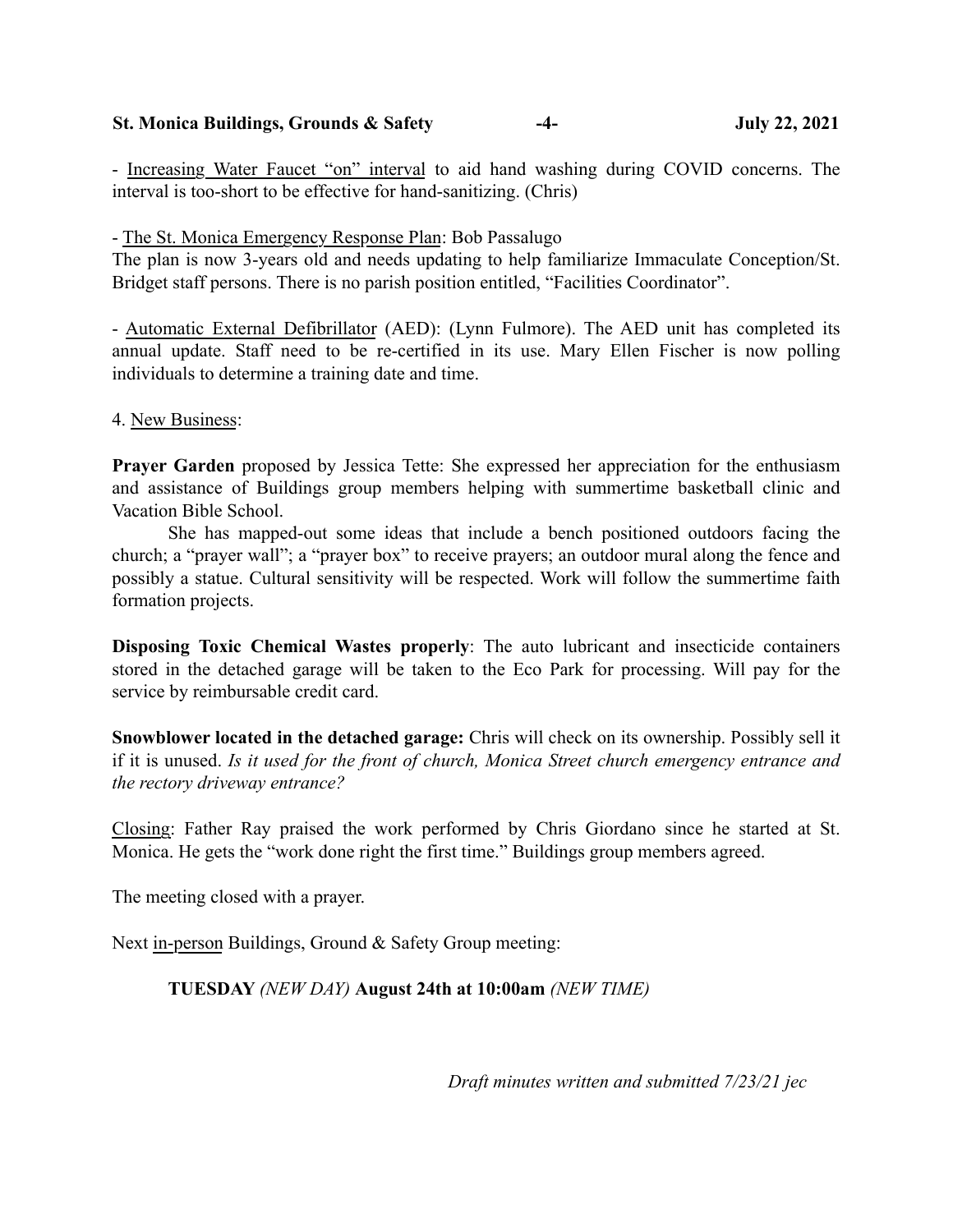- <u>Increasing Water Faucet "on" interval</u> to aid hand washing during COVID concerns. The interval is too-short to be effective for hand-sanitizing. (Chris)

- <u>The St. Monica Emergency Response Plan</u>: Bob Passalugo
The plan is now 3-years old and needs updating to help familiarize Immaculate Conception/St. Bridget staff persons. There is no parish position entitled, "Facilities Coordinator".

- <u>Automatic External Defibrillator</u> (AED): (Lynn Fulmore). The AED unit has completed its annual update. Staff need to be re-certified in its use. Mary Ellen Fischer is now polling individuals to determine a training date and time.

4. <u>New Business</u>:

**Prayer Garden** proposed by Jessica Tette: She expressed her appreciation for the enthusiasm and assistance of Buildings group members helping with summertime basketball clinic and Vacation Bible School.

She has mapped-out some ideas that include a bench positioned outdoors facing the church; a "prayer wall"; a "prayer box" to receive prayers; an outdoor mural along the fence and possibly a statue. Cultural sensitivity will be respected. Work will follow the summertime faith formation projects.

**Disposing Toxic Chemical Wastes properly**: The auto lubricant and insecticide containers stored in the detached garage will be taken to the Eco Park for processing. Will pay for the service by reimbursable credit card.

**Snowblower located in the detached garage:** Chris will check on its ownership. Possibly sell it if it is unused. *Is it used for the front of church, Monica Street church emergency entrance and the rectory driveway entrance?*

<u>Closing</u>: Father Ray praised the work performed by Chris Giordano since he started at St. Monica. He gets the "work done right the first time." Buildings group members agreed.

The meeting closed with a prayer.

Next <u>in-person</u> Buildings, Ground & Safety Group meeting:

**TUESDAY** *(NEW DAY)* **August 24th at 10:00am** *(NEW TIME)*

*Draft minutes written and submitted 7/23/21 jec*